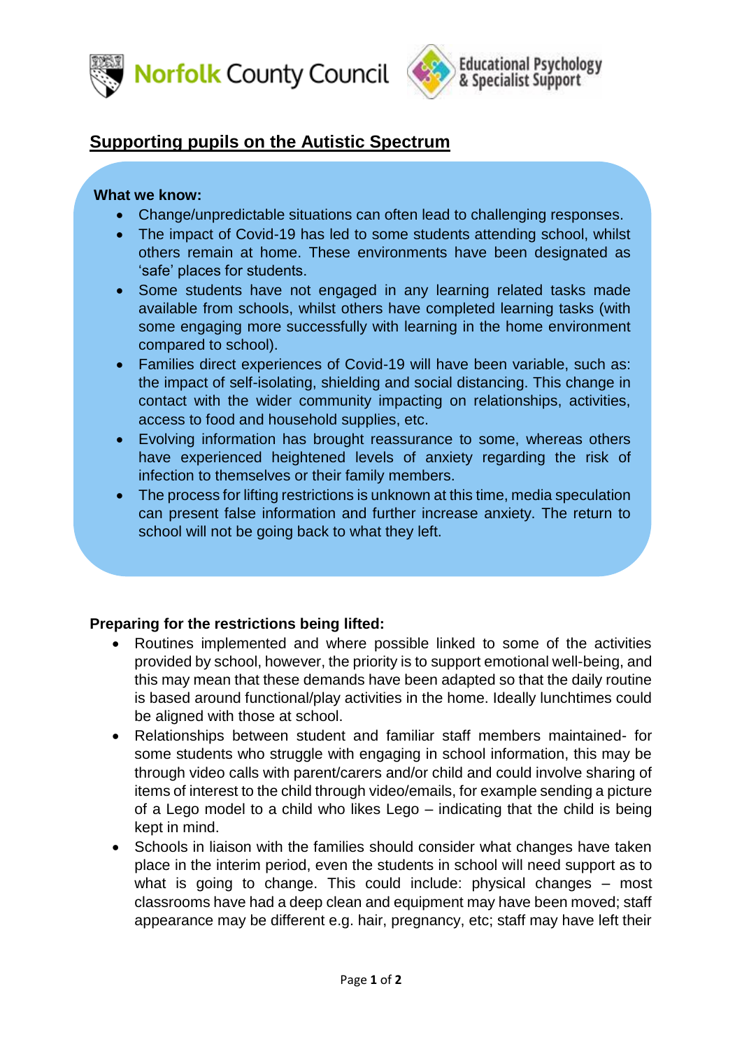Norfolk County Council

Educational Psychology & Specialist Support

# Supporting pupils on the Autistic Spectrum

**What we know:**

- Change/unpredictable situations can often lead to challenging responses.
- The impact of Covid-19 has led to some students attending school, whilst others remain at home. These environments have been designated as 'safe' places for students.
- Some students have not engaged in any learning related tasks made available from schools, whilst others have completed learning tasks (with some engaging more successfully with learning in the home environment compared to school).
- Families direct experiences of Covid-19 will have been variable, such as: the impact of self-isolating, shielding and social distancing. This change in contact with the wider community impacting on relationships, activities, access to food and household supplies, etc.
- Evolving information has brought reassurance to some, whereas others have experienced heightened levels of anxiety regarding the risk of infection to themselves or their family members.
- The process for lifting restrictions is unknown at this time, media speculation can present false information and further increase anxiety. The return to school will not be going back to what they left.

**Preparing for the restrictions being lifted:**

- Routines implemented and where possible linked to some of the activities provided by school, however, the priority is to support emotional well-being, and this may mean that these demands have been adapted so that the daily routine is based around functional/play activities in the home. Ideally lunchtimes could be aligned with those at school.
- Relationships between student and familiar staff members maintained- for some students who struggle with engaging in school information, this may be through video calls with parent/carers and/or child and could involve sharing of items of interest to the child through video/emails, for example sending a picture of a Lego model to a child who likes Lego – indicating that the child is being kept in mind.
- Schools in liaison with the families should consider what changes have taken place in the interim period, even the students in school will need support as to what is going to change. This could include: physical changes – most classrooms have had a deep clean and equipment may have been moved; staff appearance may be different e.g. hair, pregnancy, etc; staff may have left their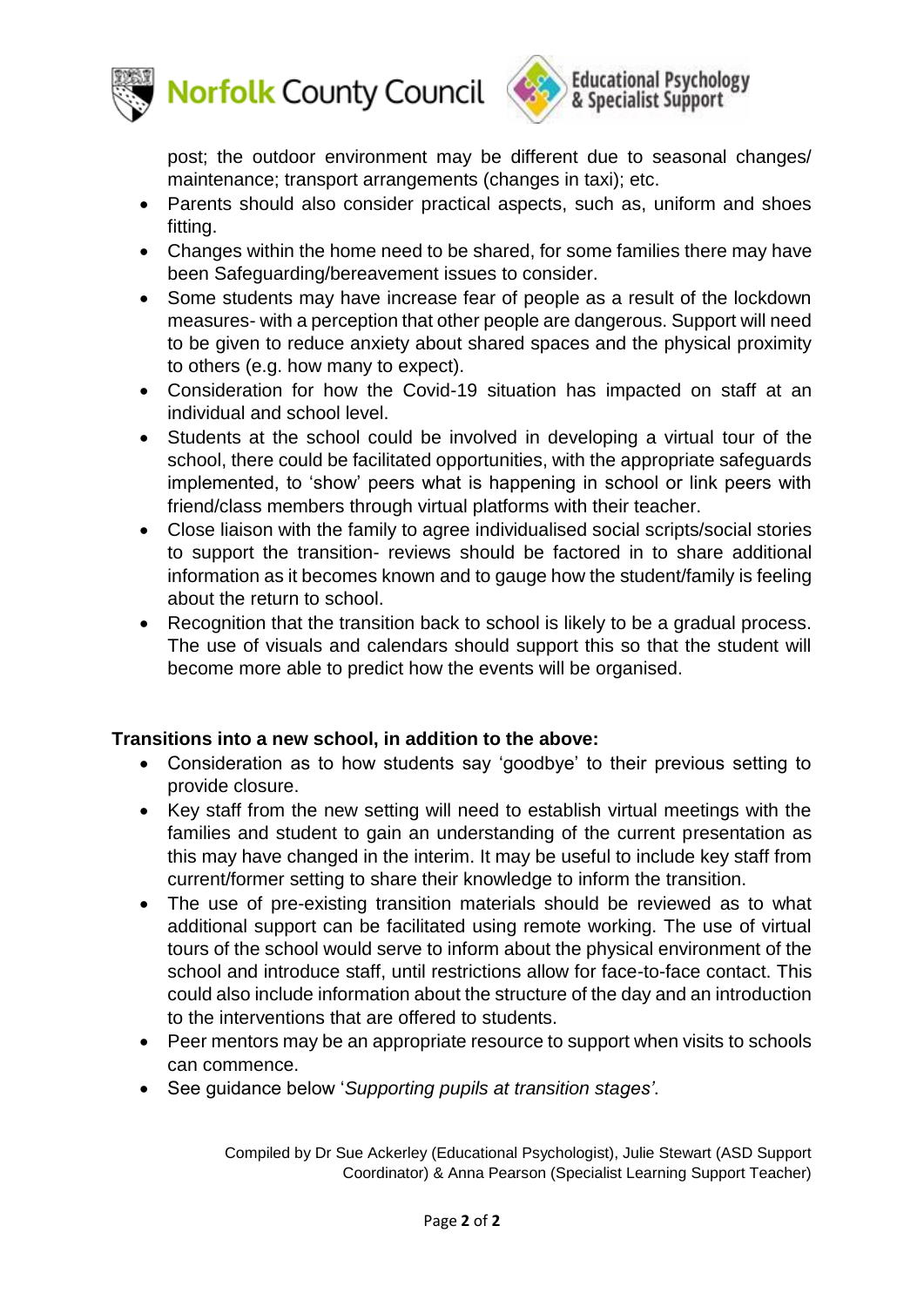post; the outdoor environment may be different due to seasonal changes/ maintenance; transport arrangements (changes in taxi); etc.

- Parents should also consider practical aspects, such as, uniform and shoes fitting.
- Changes within the home need to be shared, for some families there may have been Safeguarding/bereavement issues to consider.
- Some students may have increase fear of people as a result of the lockdown measures- with a perception that other people are dangerous. Support will need to be given to reduce anxiety about shared spaces and the physical proximity to others (e.g. how many to expect).
- Consideration for how the Covid-19 situation has impacted on staff at an individual and school level.
- Students at the school could be involved in developing a virtual tour of the school, there could be facilitated opportunities, with the appropriate safeguards implemented, to 'show' peers what is happening in school or link peers with friend/class members through virtual platforms with their teacher.
- Close liaison with the family to agree individualised social scripts/social stories to support the transition- reviews should be factored in to share additional information as it becomes known and to gauge how the student/family is feeling about the return to school.
- Recognition that the transition back to school is likely to be a gradual process. The use of visuals and calendars should support this so that the student will become more able to predict how the events will be organised.

**Transitions into a new school, in addition to the above:**

- Consideration as to how students say 'goodbye' to their previous setting to provide closure.
- Key staff from the new setting will need to establish virtual meetings with the families and student to gain an understanding of the current presentation as this may have changed in the interim. It may be useful to include key staff from current/former setting to share their knowledge to inform the transition.
- The use of pre-existing transition materials should be reviewed as to what additional support can be facilitated using remote working. The use of virtual tours of the school would serve to inform about the physical environment of the school and introduce staff, until restrictions allow for face-to-face contact. This could also include information about the structure of the day and an introduction to the interventions that are offered to students.
- Peer mentors may be an appropriate resource to support when visits to schools can commence.
- See guidance below '*Supporting pupils at transition stages'*.

Compiled by Dr Sue Ackerley (Educational Psychologist), Julie Stewart (ASD Support Coordinator) & Anna Pearson (Specialist Learning Support Teacher)